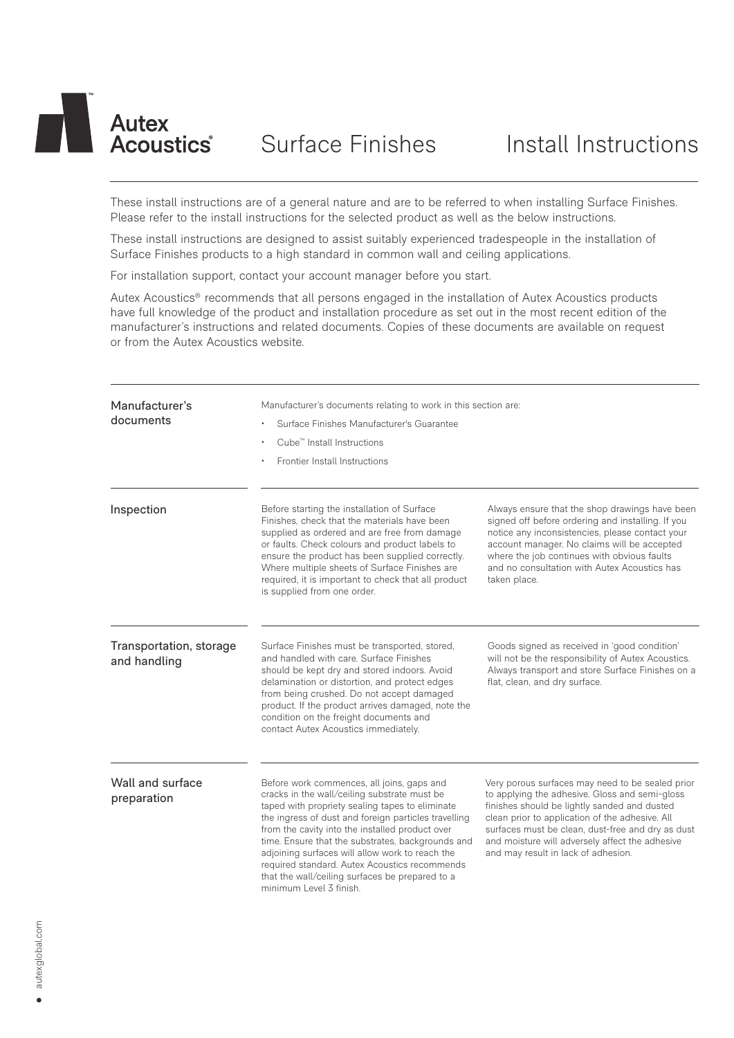# Autex Acoustics® Surface Finishes Install Instructions

These install instructions are of a general nature and are to be referred to when installing Surface Finishes. Please refer to the install instructions for the selected product as well as the below instructions.

These install instructions are designed to assist suitably experienced tradespeople in the installation of Surface Finishes products to a high standard in common wall and ceiling applications.

For installation support, contact your account manager before you start.

Autex Acoustics® recommends that all persons engaged in the installation of Autex Acoustics products have full knowledge of the product and installation procedure as set out in the most recent edition of the manufacturer's instructions and related documents. Copies of these documents are available on request or from the Autex Acoustics website.

## Manufacturer's documents

Manufacturer's documents relating to work in this section are:

- Surface Finishes Manufacturer's Guarantee
- Cube™ Install Instructions
- Frontier Install Instructions

## Inspection

Before starting the installation of Surface Finishes, check that the materials have been supplied as ordered and are free from damage or faults. Check colours and product labels to ensure the product has been supplied correctly. Where multiple sheets of Surface Finishes are required, it is important to check that all product is supplied from one order.

Always ensure that the shop drawings have been signed off before ordering and installing. If you notice any inconsistencies, please contact your account manager. No claims will be accepted where the job continues with obvious faults and no consultation with Autex Acoustics has taken place.

## Transportation, storage and handling

Surface Finishes must be transported, stored, and handled with care. Surface Finishes should be kept dry and stored indoors. Avoid delamination or distortion, and protect edges from being crushed. Do not accept damaged product. If the product arrives damaged, note the condition on the freight documents and contact Autex Acoustics immediately.

Goods signed as received in 'good condition' will not be the responsibility of Autex Acoustics. Always transport and store Surface Finishes on a flat, clean, and dry surface.

## Wall and surface preparation

Before work commences, all joins, gaps and cracks in the wall/ceiling substrate must be taped with propriety sealing tapes to eliminate the ingress of dust and foreign particles travelling from the cavity into the installed product over time. Ensure that the substrates, backgrounds and adjoining surfaces will allow work to reach the required standard. Autex Acoustics recommends that the wall/ceiling surfaces be prepared to a minimum Level 3 finish.

Very porous surfaces may need to be sealed prior to applying the adhesive. Gloss and semi-gloss finishes should be lightly sanded and dusted clean prior to application of the adhesive. All surfaces must be clean, dust-free and dry as dust and moisture will adversely affect the adhesive and may result in lack of adhesion.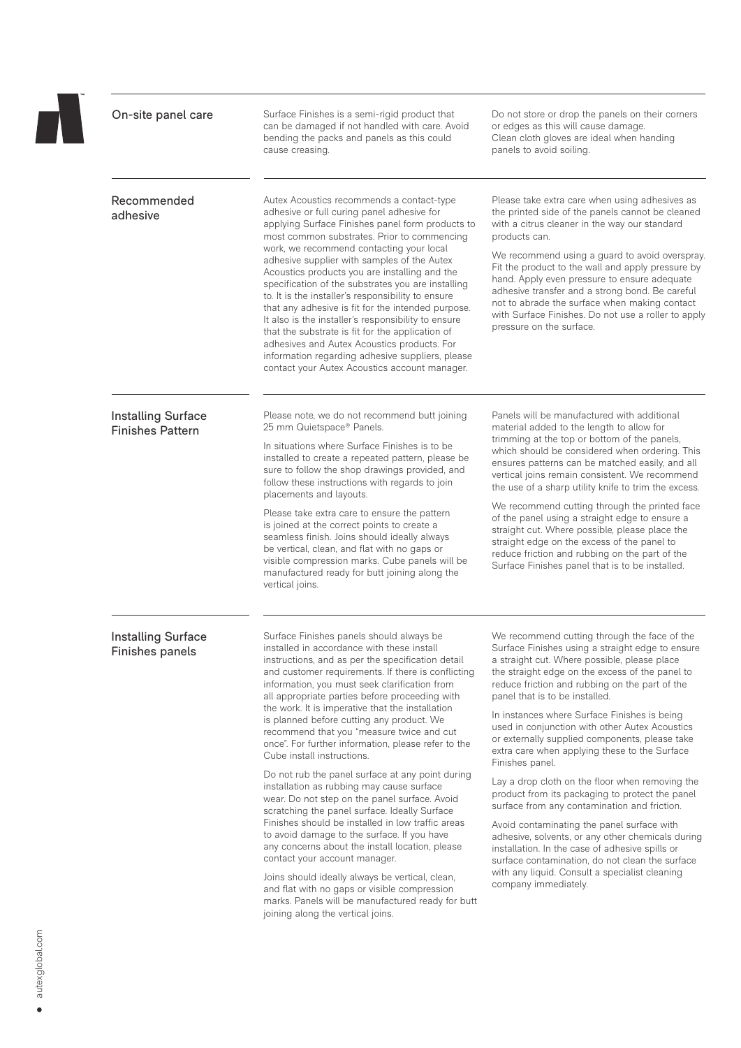## On-site panel care

Surface Finishes is a semi-rigid product that can be damaged if not handled with care. Avoid bending the packs and panels as this could cause creasing.

Do not store or drop the panels on their corners or edges as this will cause damage.
Clean cloth gloves are ideal when handing panels to avoid soiling.

## Recommended adhesive

Autex Acoustics recommends a contact-type adhesive or full curing panel adhesive for applying Surface Finishes panel form products to most common substrates. Prior to commencing work, we recommend contacting your local adhesive supplier with samples of the Autex Acoustics products you are installing and the specification of the substrates you are installing to. It is the installer's responsibility to ensure that any adhesive is fit for the intended purpose. It also is the installer's responsibility to ensure that the substrate is fit for the application of adhesives and Autex Acoustics products. For information regarding adhesive suppliers, please contact your Autex Acoustics account manager.

Please take extra care when using adhesives as the printed side of the panels cannot be cleaned with a citrus cleaner in the way our standard products can.

We recommend using a guard to avoid overspray. Fit the product to the wall and apply pressure by hand. Apply even pressure to ensure adequate adhesive transfer and a strong bond. Be careful not to abrade the surface when making contact with Surface Finishes. Do not use a roller to apply pressure on the surface.

## Installing Surface Finishes Pattern

Please note, we do not recommend butt joining 25 mm Quietspace® Panels.

In situations where Surface Finishes is to be installed to create a repeated pattern, please be sure to follow the shop drawings provided, and follow these instructions with regards to join placements and layouts.

Please take extra care to ensure the pattern is joined at the correct points to create a seamless finish. Joins should ideally always be vertical, clean, and flat with no gaps or visible compression marks. Cube panels will be manufactured ready for butt joining along the vertical joins.

Panels will be manufactured with additional material added to the length to allow for trimming at the top or bottom of the panels, which should be considered when ordering. This ensures patterns can be matched easily, and all vertical joins remain consistent. We recommend the use of a sharp utility knife to trim the excess.

We recommend cutting through the printed face of the panel using a straight edge to ensure a straight cut. Where possible, please place the straight edge on the excess of the panel to reduce friction and rubbing on the part of the Surface Finishes panel that is to be installed.

## Installing Surface Finishes panels

Surface Finishes panels should always be installed in accordance with these install instructions, and as per the specification detail and customer requirements. If there is conflicting information, you must seek clarification from all appropriate parties before proceeding with the work. It is imperative that the installation is planned before cutting any product. We recommend that you "measure twice and cut once". For further information, please refer to the Cube install instructions.

Do not rub the panel surface at any point during installation as rubbing may cause surface wear. Do not step on the panel surface. Avoid scratching the panel surface. Ideally Surface Finishes should be installed in low traffic areas to avoid damage to the surface. If you have any concerns about the install location, please contact your account manager.

Joins should ideally always be vertical, clean, and flat with no gaps or visible compression marks. Panels will be manufactured ready for butt joining along the vertical joins.

We recommend cutting through the face of the Surface Finishes using a straight edge to ensure a straight cut. Where possible, please place the straight edge on the excess of the panel to reduce friction and rubbing on the part of the panel that is to be installed.

In instances where Surface Finishes is being used in conjunction with other Autex Acoustics or externally supplied components, please take extra care when applying these to the Surface Finishes panel.

Lay a drop cloth on the floor when removing the product from its packaging to protect the panel surface from any contamination and friction.

Avoid contaminating the panel surface with adhesive, solvents, or any other chemicals during installation. In the case of adhesive spills or surface contamination, do not clean the surface with any liquid. Consult a specialist cleaning company immediately.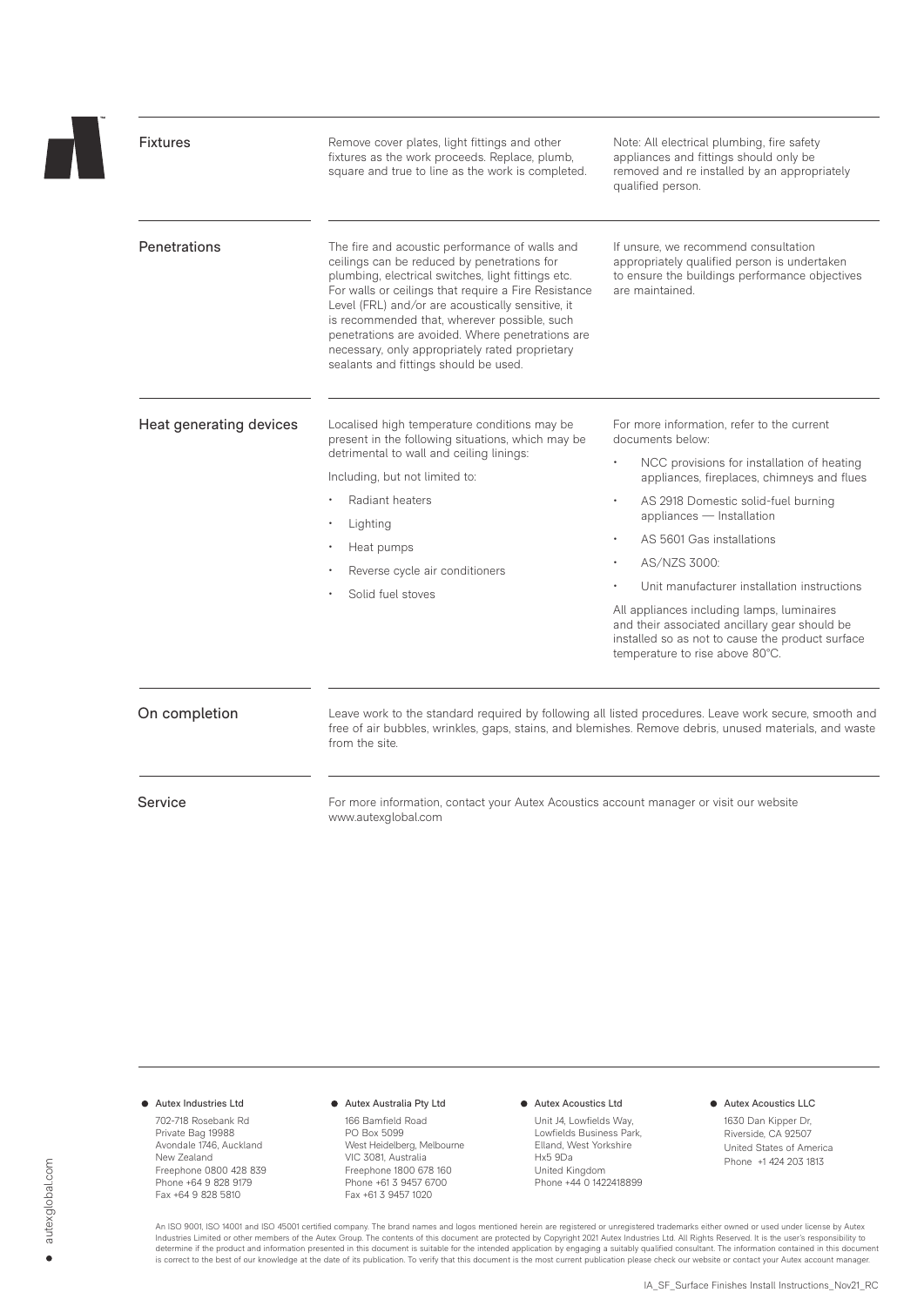## Fixtures

Remove cover plates, light fittings and other fixtures as the work proceeds. Replace, plumb, square and true to line as the work is completed.

Note: All electrical plumbing, fire safety appliances and fittings should only be removed and re installed by an appropriately qualified person.

## Penetrations

The fire and acoustic performance of walls and ceilings can be reduced by penetrations for plumbing, electrical switches, light fittings etc. For walls or ceilings that require a Fire Resistance Level (FRL) and/or are acoustically sensitive, it is recommended that, wherever possible, such penetrations are avoided. Where penetrations are necessary, only appropriately rated proprietary sealants and fittings should be used.

If unsure, we recommend consultation appropriately qualified person is undertaken to ensure the buildings performance objectives are maintained.

## Heat generating devices

Localised high temperature conditions may be present in the following situations, which may be detrimental to wall and ceiling linings:

Including, but not limited to:

- Radiant heaters
- Lighting
- Heat pumps
- Reverse cycle air conditioners
- Solid fuel stoves

For more information, refer to the current documents below:

- NCC provisions for installation of heating appliances, fireplaces, chimneys and flues
- AS 2918 Domestic solid-fuel burning appliances — Installation
- AS 5601 Gas installations
- AS/NZS 3000:
- Unit manufacturer installation instructions

All appliances including lamps, luminaires and their associated ancillary gear should be installed so as not to cause the product surface temperature to rise above 80°C.

## On completion

Leave work to the standard required by following all listed procedures. Leave work secure, smooth and free of air bubbles, wrinkles, gaps, stains, and blemishes. Remove debris, unused materials, and waste from the site.

## Service

For more information, contact your Autex Acoustics account manager or visit our website www.autexglobal.com

**Autex Industries Ltd**
702-718 Rosebank Rd
Private Bag 19988
Avondale 1746, Auckland
New Zealand
Freephone 0800 428 839
Phone +64 9 828 9179
Fax +64 9 828 5810

**Autex Australia Pty Ltd**
166 Bamfield Road
PO Box 5099
West Heidelberg, Melbourne
VIC 3081, Australia
Freephone 1800 678 160
Phone +61 3 9457 6700
Fax +61 3 9457 1020

**Autex Acoustics Ltd**
Unit J4, Lowfields Way,
Lowfields Business Park,
Elland, West Yorkshire
Hx5 9Da
United Kingdom
Phone +44 0 1422418899

**Autex Acoustics LLC**
1630 Dan Kipper Dr,
Riverside, CA 92507
United States of America
Phone +1 424 203 1813

An ISO 9001, ISO 14001 and ISO 45001 certified company. The brand names and logos mentioned herein are registered or unregistered trademarks either owned or used under license by Autex Industries Limited or other members of the Autex Group. The contents of this document are protected by Copyright 2021 Autex Industries Ltd. All Rights Reserved. It is the user's responsibility to determine if the product and information presented in this document is suitable for the intended application by engaging a suitably qualified consultant. The information contained in this document is correct to the best of our knowledge at the date of its publication. To verify that this document is the most current publication please check our website or contact your Autex account manager.

IA_SF_Surface Finishes Install Instructions_Nov21_RC